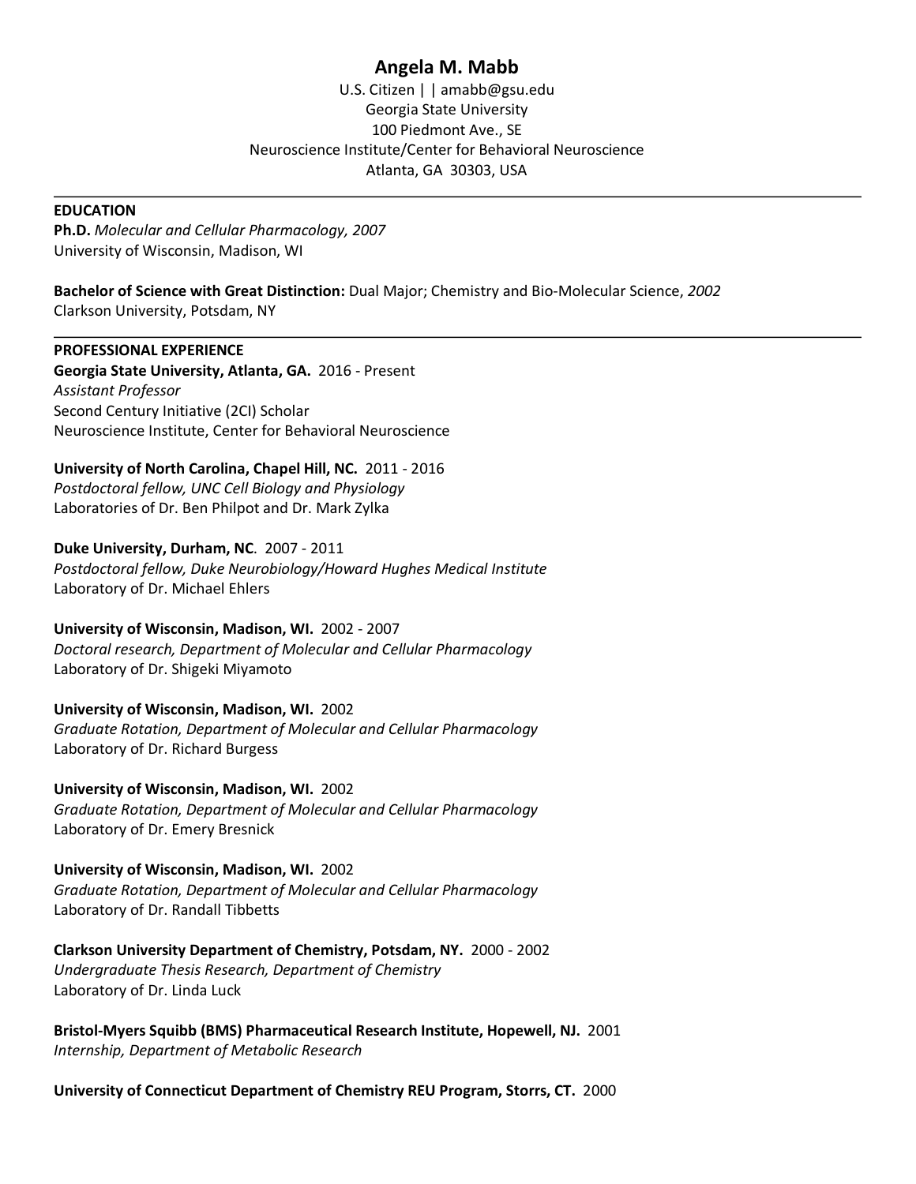# Angela M. Mabb

U.S. Citizen | | amabb@gsu.edu
Georgia State University
100 Piedmont Ave., SE
Neuroscience Institute/Center for Behavioral Neuroscience
Atlanta, GA 30303, USA

---

## EDUCATION

**Ph.D.** *Molecular and Cellular Pharmacology, 2007*
University of Wisconsin, Madison, WI

**Bachelor of Science with Great Distinction:** Dual Major; Chemistry and Bio-Molecular Science, *2002*
Clarkson University, Potsdam, NY

---

## PROFESSIONAL EXPERIENCE

**Georgia State University, Atlanta, GA.** 2016 - Present
*Assistant Professor*
Second Century Initiative (2CI) Scholar
Neuroscience Institute, Center for Behavioral Neuroscience

**University of North Carolina, Chapel Hill, NC.** 2011 - 2016
*Postdoctoral fellow, UNC Cell Biology and Physiology*
Laboratories of Dr. Ben Philpot and Dr. Mark Zylka

**Duke University, Durham, NC***.* 2007 - 2011
*Postdoctoral fellow, Duke Neurobiology/Howard Hughes Medical Institute*
Laboratory of Dr. Michael Ehlers

**University of Wisconsin, Madison, WI.** 2002 - 2007
*Doctoral research, Department of Molecular and Cellular Pharmacology*
Laboratory of Dr. Shigeki Miyamoto

**University of Wisconsin, Madison, WI.** 2002
*Graduate Rotation, Department of Molecular and Cellular Pharmacology*
Laboratory of Dr. Richard Burgess

**University of Wisconsin, Madison, WI.** 2002
*Graduate Rotation, Department of Molecular and Cellular Pharmacology*
Laboratory of Dr. Emery Bresnick

**University of Wisconsin, Madison, WI.** 2002
*Graduate Rotation, Department of Molecular and Cellular Pharmacology*
Laboratory of Dr. Randall Tibbetts

**Clarkson University Department of Chemistry, Potsdam, NY.** 2000 - 2002
*Undergraduate Thesis Research, Department of Chemistry*
Laboratory of Dr. Linda Luck

**Bristol-Myers Squibb (BMS) Pharmaceutical Research Institute, Hopewell, NJ.** 2001
*Internship, Department of Metabolic Research*

**University of Connecticut Department of Chemistry REU Program, Storrs, CT.** 2000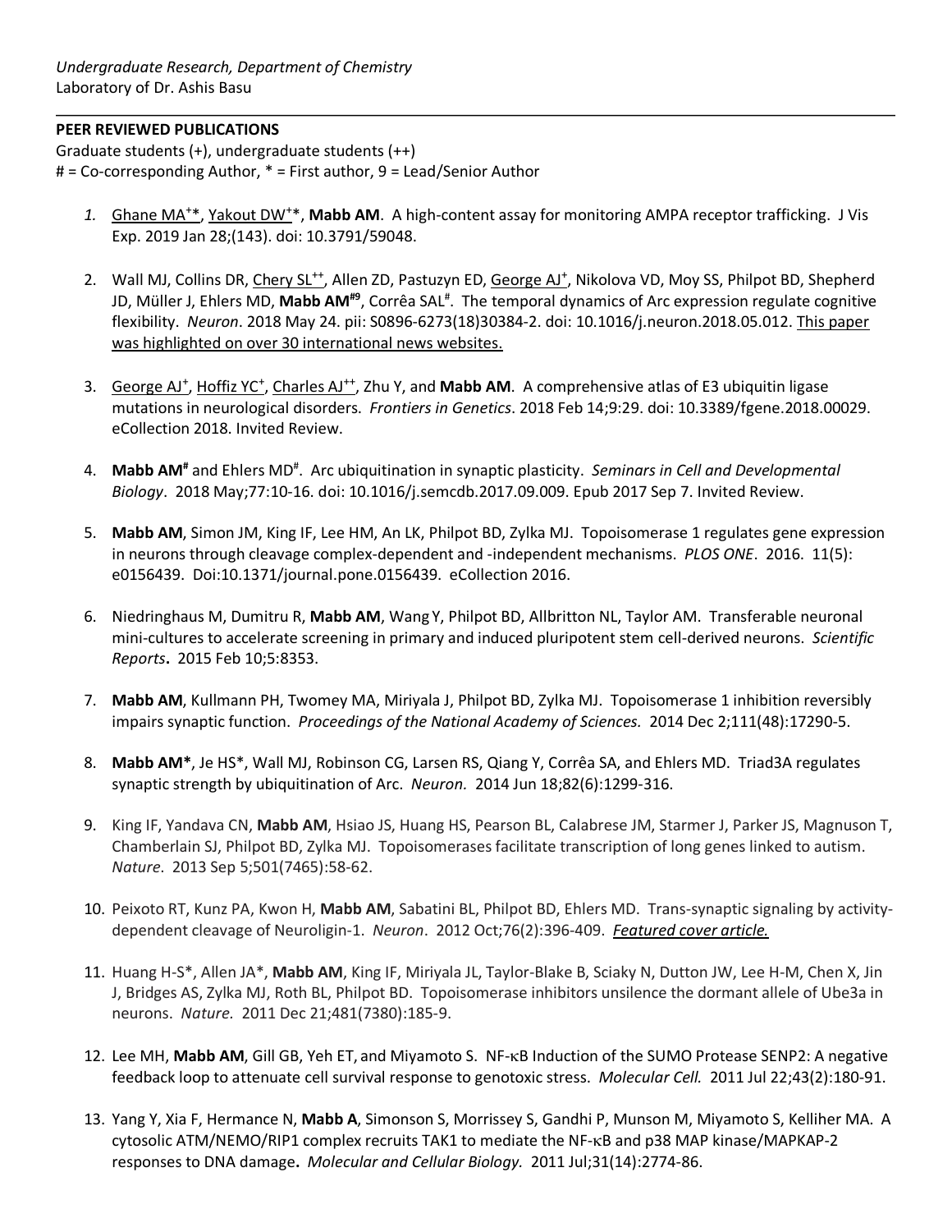*Undergraduate Research, Department of Chemistry*
Laboratory of Dr. Ashis Basu

---

**PEER REVIEWED PUBLICATIONS**

Graduate students (+), undergraduate students (++)
# = Co-corresponding Author, * = First author, 9 = Lead/Senior Author

1. Ghane MA+*, Yakout DW+*, **Mabb AM**. A high-content assay for monitoring AMPA receptor trafficking. J Vis Exp. 2019 Jan 28;(143). doi: 10.3791/59048.

2. Wall MJ, Collins DR, Chery SL++, Allen ZD, Pastuzyn ED, George AJ+, Nikolova VD, Moy SS, Philpot BD, Shepherd JD, Müller J, Ehlers MD, **Mabb AM#9**, Corrêa SAL#. The temporal dynamics of Arc expression regulate cognitive flexibility. *Neuron*. 2018 May 24. pii: S0896-6273(18)30384-2. doi: 10.1016/j.neuron.2018.05.012. This paper was highlighted on over 30 international news websites.

3. George AJ+, Hoffiz YC+, Charles AJ++, Zhu Y, and **Mabb AM**. A comprehensive atlas of E3 ubiquitin ligase mutations in neurological disorders. *Frontiers in Genetics*. 2018 Feb 14;9:29. doi: 10.3389/fgene.2018.00029. eCollection 2018. Invited Review.

4. **Mabb AM#** and Ehlers MD#. Arc ubiquitination in synaptic plasticity. *Seminars in Cell and Developmental Biology*. 2018 May;77:10-16. doi: 10.1016/j.semcdb.2017.09.009. Epub 2017 Sep 7. Invited Review.

5. **Mabb AM**, Simon JM, King IF, Lee HM, An LK, Philpot BD, Zylka MJ. Topoisomerase 1 regulates gene expression in neurons through cleavage complex-dependent and -independent mechanisms. *PLOS ONE*. 2016. 11(5): e0156439. Doi:10.1371/journal.pone.0156439. eCollection 2016.

6. Niedringhaus M, Dumitru R, **Mabb AM**, Wang Y, Philpot BD, Allbritton NL, Taylor AM. Transferable neuronal mini-cultures to accelerate screening in primary and induced pluripotent stem cell-derived neurons. *Scientific Reports***.** 2015 Feb 10;5:8353.

7. **Mabb AM**, Kullmann PH, Twomey MA, Miriyala J, Philpot BD, Zylka MJ. Topoisomerase 1 inhibition reversibly impairs synaptic function. *Proceedings of the National Academy of Sciences.* 2014 Dec 2;111(48):17290-5.

8. **Mabb AM***, Je HS*, Wall MJ, Robinson CG, Larsen RS, Qiang Y, Corrêa SA, and Ehlers MD. Triad3A regulates synaptic strength by ubiquitination of Arc. *Neuron.* 2014 Jun 18;82(6):1299-316.

9. King IF, Yandava CN, **Mabb AM**, Hsiao JS, Huang HS, Pearson BL, Calabrese JM, Starmer J, Parker JS, Magnuson T, Chamberlain SJ, Philpot BD, Zylka MJ. Topoisomerases facilitate transcription of long genes linked to autism. *Nature.* 2013 Sep 5;501(7465):58-62.

10. Peixoto RT, Kunz PA, Kwon H, **Mabb AM**, Sabatini BL, Philpot BD, Ehlers MD. Trans-synaptic signaling by activity-dependent cleavage of Neuroligin-1. *Neuron*. 2012 Oct;76(2):396-409. *Featured cover article.*

11. Huang H-S*, Allen JA*, **Mabb AM**, King IF, Miriyala JL, Taylor-Blake B, Sciaky N, Dutton JW, Lee H-M, Chen X, Jin J, Bridges AS, Zylka MJ, Roth BL, Philpot BD. Topoisomerase inhibitors unsilence the dormant allele of Ube3a in neurons. *Nature.* 2011 Dec 21;481(7380):185-9.

12. Lee MH, **Mabb AM**, Gill GB, Yeh ET, and Miyamoto S. NF-κB Induction of the SUMO Protease SENP2: A negative feedback loop to attenuate cell survival response to genotoxic stress. *Molecular Cell.* 2011 Jul 22;43(2):180-91.

13. Yang Y, Xia F, Hermance N, **Mabb A**, Simonson S, Morrissey S, Gandhi P, Munson M, Miyamoto S, Kelliher MA. A cytosolic ATM/NEMO/RIP1 complex recruits TAK1 to mediate the NF-κB and p38 MAP kinase/MAPKAP-2 responses to DNA damage**.** *Molecular and Cellular Biology.* 2011 Jul;31(14):2774-86.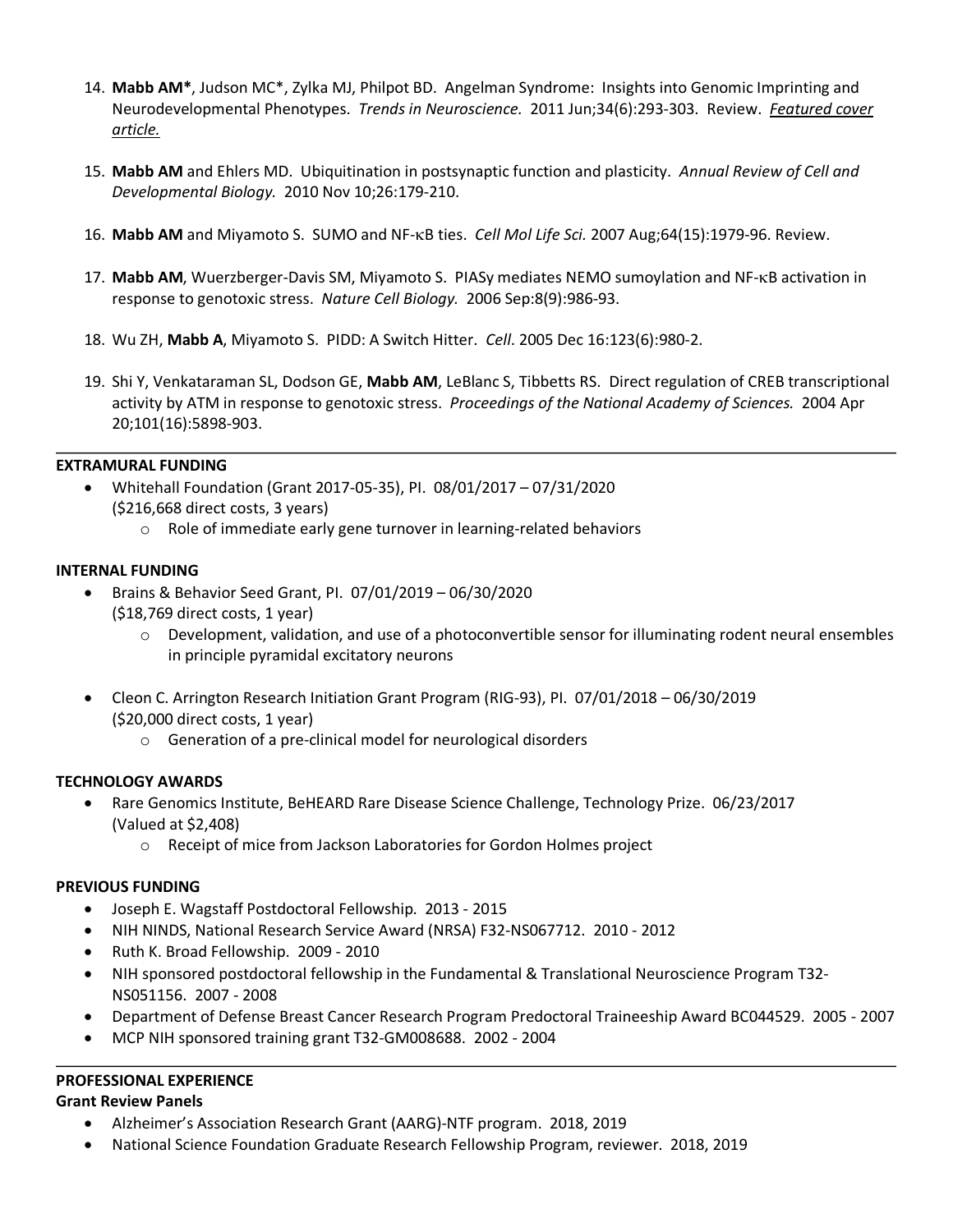14. **Mabb AM***, Judson MC*, Zylka MJ, Philpot BD. Angelman Syndrome: Insights into Genomic Imprinting and Neurodevelopmental Phenotypes. *Trends in Neuroscience.* 2011 Jun;34(6):293-303. Review. *Featured cover article.*

15. **Mabb AM** and Ehlers MD. Ubiquitination in postsynaptic function and plasticity. *Annual Review of Cell and Developmental Biology.* 2010 Nov 10;26:179-210.

16. **Mabb AM** and Miyamoto S. SUMO and NF-κB ties. *Cell Mol Life Sci.* 2007 Aug;64(15):1979-96. Review.

17. **Mabb AM**, Wuerzberger-Davis SM, Miyamoto S. PIASy mediates NEMO sumoylation and NF-κB activation in response to genotoxic stress. *Nature Cell Biology.* 2006 Sep:8(9):986-93.

18. Wu ZH, **Mabb A**, Miyamoto S. PIDD: A Switch Hitter. *Cell.* 2005 Dec 16:123(6):980-2.

19. Shi Y, Venkataraman SL, Dodson GE, **Mabb AM**, LeBlanc S, Tibbetts RS. Direct regulation of CREB transcriptional activity by ATM in response to genotoxic stress. *Proceedings of the National Academy of Sciences.* 2004 Apr 20;101(16):5898-903.

## EXTRAMURAL FUNDING

- Whitehall Foundation (Grant 2017-05-35), PI. 08/01/2017 – 07/31/2020
  ($216,668 direct costs, 3 years)
  - Role of immediate early gene turnover in learning-related behaviors

## INTERNAL FUNDING

- Brains & Behavior Seed Grant, PI. 07/01/2019 – 06/30/2020
  ($18,769 direct costs, 1 year)
  - Development, validation, and use of a photoconvertible sensor for illuminating rodent neural ensembles in principle pyramidal excitatory neurons

- Cleon C. Arrington Research Initiation Grant Program (RIG-93), PI. 07/01/2018 – 06/30/2019
  ($20,000 direct costs, 1 year)
  - Generation of a pre-clinical model for neurological disorders

## TECHNOLOGY AWARDS

- Rare Genomics Institute, BeHEARD Rare Disease Science Challenge, Technology Prize. 06/23/2017
  (Valued at $2,408)
  - Receipt of mice from Jackson Laboratories for Gordon Holmes project

## PREVIOUS FUNDING

- Joseph E. Wagstaff Postdoctoral Fellowship. 2013 - 2015
- NIH NINDS, National Research Service Award (NRSA) F32-NS067712. 2010 - 2012
- Ruth K. Broad Fellowship. 2009 - 2010
- NIH sponsored postdoctoral fellowship in the Fundamental & Translational Neuroscience Program T32-NS051156. 2007 - 2008
- Department of Defense Breast Cancer Research Program Predoctoral Traineeship Award BC044529. 2005 - 2007
- MCP NIH sponsored training grant T32-GM008688. 2002 - 2004

## PROFESSIONAL EXPERIENCE

### Grant Review Panels

- Alzheimer's Association Research Grant (AARG)-NTF program. 2018, 2019
- National Science Foundation Graduate Research Fellowship Program, reviewer. 2018, 2019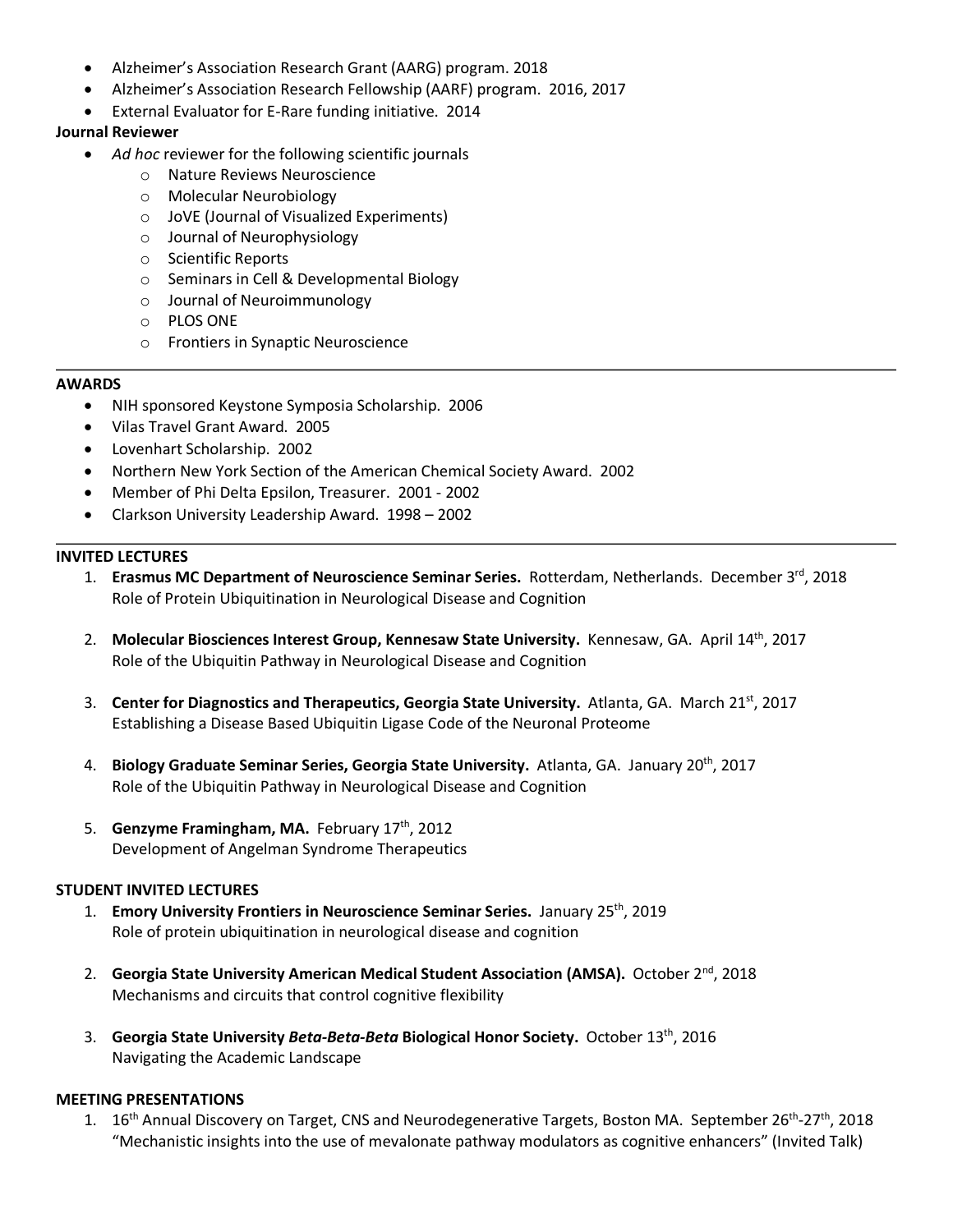- Alzheimer's Association Research Grant (AARG) program. 2018
- Alzheimer's Association Research Fellowship (AARF) program. 2016, 2017
- External Evaluator for E-Rare funding initiative. 2014

**Journal Reviewer**

- *Ad hoc* reviewer for the following scientific journals
  - Nature Reviews Neuroscience
  - Molecular Neurobiology
  - JoVE (Journal of Visualized Experiments)
  - Journal of Neurophysiology
  - Scientific Reports
  - Seminars in Cell & Developmental Biology
  - Journal of Neuroimmunology
  - PLOS ONE
  - Frontiers in Synaptic Neuroscience

---

**AWARDS**

- NIH sponsored Keystone Symposia Scholarship. 2006
- Vilas Travel Grant Award. 2005
- Lovenhart Scholarship. 2002
- Northern New York Section of the American Chemical Society Award. 2002
- Member of Phi Delta Epsilon, Treasurer. 2001 - 2002
- Clarkson University Leadership Award. 1998 – 2002

---

**INVITED LECTURES**

1. **Erasmus MC Department of Neuroscience Seminar Series.** Rotterdam, Netherlands. December 3rd, 2018
   Role of Protein Ubiquitination in Neurological Disease and Cognition

2. **Molecular Biosciences Interest Group, Kennesaw State University.** Kennesaw, GA. April 14th, 2017
   Role of the Ubiquitin Pathway in Neurological Disease and Cognition

3. **Center for Diagnostics and Therapeutics, Georgia State University.** Atlanta, GA. March 21st, 2017
   Establishing a Disease Based Ubiquitin Ligase Code of the Neuronal Proteome

4. **Biology Graduate Seminar Series, Georgia State University.** Atlanta, GA. January 20th, 2017
   Role of the Ubiquitin Pathway in Neurological Disease and Cognition

5. **Genzyme Framingham, MA.** February 17th, 2012
   Development of Angelman Syndrome Therapeutics

**STUDENT INVITED LECTURES**

1. **Emory University Frontiers in Neuroscience Seminar Series.** January 25th, 2019
   Role of protein ubiquitination in neurological disease and cognition

2. **Georgia State University American Medical Student Association (AMSA).** October 2nd, 2018
   Mechanisms and circuits that control cognitive flexibility

3. **Georgia State University *Beta-Beta-Beta* Biological Honor Society.** October 13th, 2016
   Navigating the Academic Landscape

**MEETING PRESENTATIONS**

1. 16th Annual Discovery on Target, CNS and Neurodegenerative Targets, Boston MA. September 26th-27th, 2018
   "Mechanistic insights into the use of mevalonate pathway modulators as cognitive enhancers" (Invited Talk)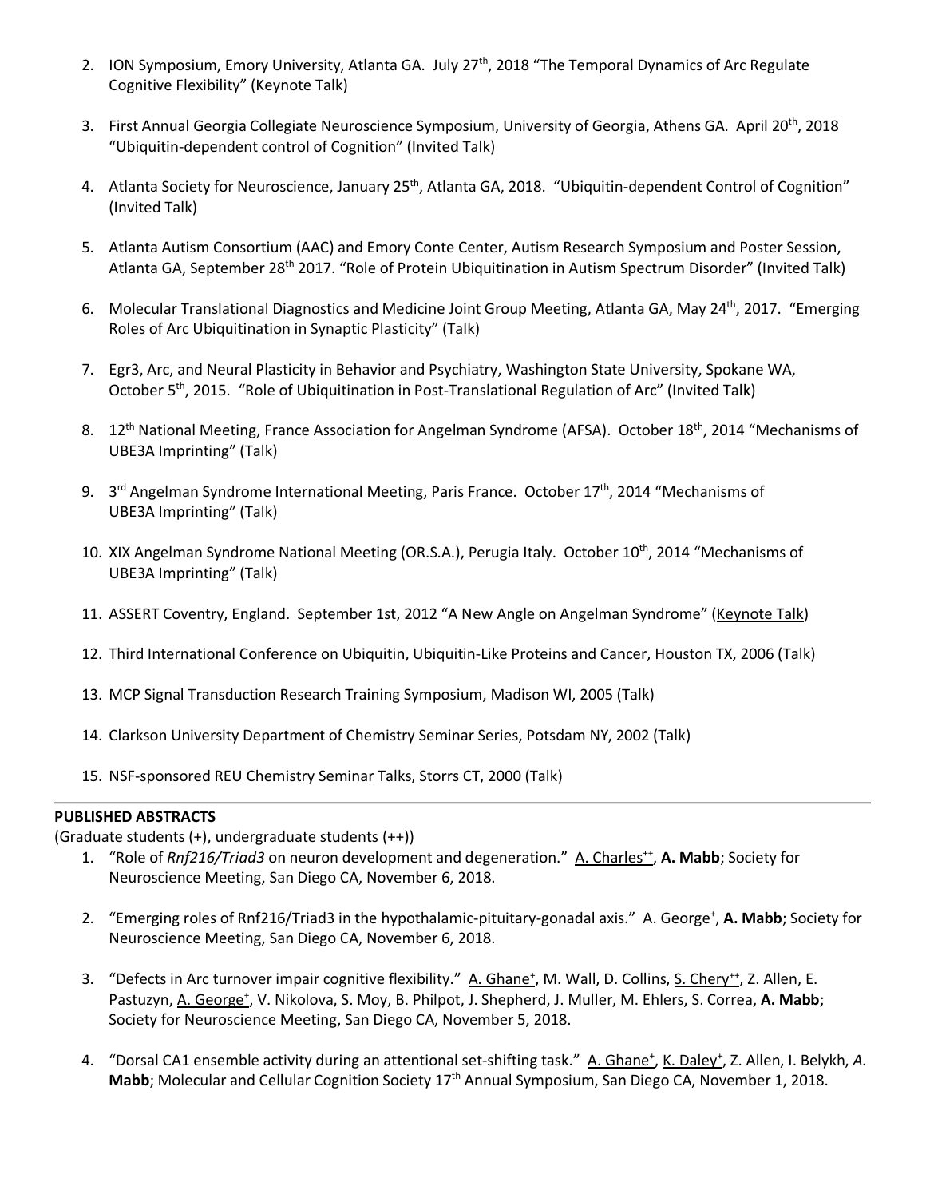2. ION Symposium, Emory University, Atlanta GA. July 27th, 2018 "The Temporal Dynamics of Arc Regulate Cognitive Flexibility" (Keynote Talk)

3. First Annual Georgia Collegiate Neuroscience Symposium, University of Georgia, Athens GA. April 20th, 2018 "Ubiquitin-dependent control of Cognition" (Invited Talk)

4. Atlanta Society for Neuroscience, January 25th, Atlanta GA, 2018. "Ubiquitin-dependent Control of Cognition" (Invited Talk)

5. Atlanta Autism Consortium (AAC) and Emory Conte Center, Autism Research Symposium and Poster Session, Atlanta GA, September 28th 2017. "Role of Protein Ubiquitination in Autism Spectrum Disorder" (Invited Talk)

6. Molecular Translational Diagnostics and Medicine Joint Group Meeting, Atlanta GA, May 24th, 2017. "Emerging Roles of Arc Ubiquitination in Synaptic Plasticity" (Talk)

7. Egr3, Arc, and Neural Plasticity in Behavior and Psychiatry, Washington State University, Spokane WA, October 5th, 2015. "Role of Ubiquitination in Post-Translational Regulation of Arc" (Invited Talk)

8. 12th National Meeting, France Association for Angelman Syndrome (AFSA). October 18th, 2014 "Mechanisms of UBE3A Imprinting" (Talk)

9. 3rd Angelman Syndrome International Meeting, Paris France. October 17th, 2014 "Mechanisms of UBE3A Imprinting" (Talk)

10. XIX Angelman Syndrome National Meeting (OR.S.A.), Perugia Italy. October 10th, 2014 "Mechanisms of UBE3A Imprinting" (Talk)

11. ASSERT Coventry, England. September 1st, 2012 "A New Angle on Angelman Syndrome" (Keynote Talk)

12. Third International Conference on Ubiquitin, Ubiquitin-Like Proteins and Cancer, Houston TX, 2006 (Talk)

13. MCP Signal Transduction Research Training Symposium, Madison WI, 2005 (Talk)

14. Clarkson University Department of Chemistry Seminar Series, Potsdam NY, 2002 (Talk)

15. NSF-sponsored REU Chemistry Seminar Talks, Storrs CT, 2000 (Talk)

---

**PUBLISHED ABSTRACTS**

(Graduate students (+), undergraduate students (++))

1. "Role of *Rnf216/Triad3* on neuron development and degeneration." A. Charles++, **A. Mabb**; Society for Neuroscience Meeting, San Diego CA, November 6, 2018.

2. "Emerging roles of Rnf216/Triad3 in the hypothalamic-pituitary-gonadal axis." A. George+, **A. Mabb**; Society for Neuroscience Meeting, San Diego CA, November 6, 2018.

3. "Defects in Arc turnover impair cognitive flexibility." A. Ghane+, M. Wall, D. Collins, S. Chery++, Z. Allen, E. Pastuzyn, A. George+, V. Nikolova, S. Moy, B. Philpot, J. Shepherd, J. Muller, M. Ehlers, S. Correa, **A. Mabb**; Society for Neuroscience Meeting, San Diego CA, November 5, 2018.

4. "Dorsal CA1 ensemble activity during an attentional set-shifting task." A. Ghane+, K. Daley+, Z. Allen, I. Belykh, *A.* **Mabb**; Molecular and Cellular Cognition Society 17th Annual Symposium, San Diego CA, November 1, 2018.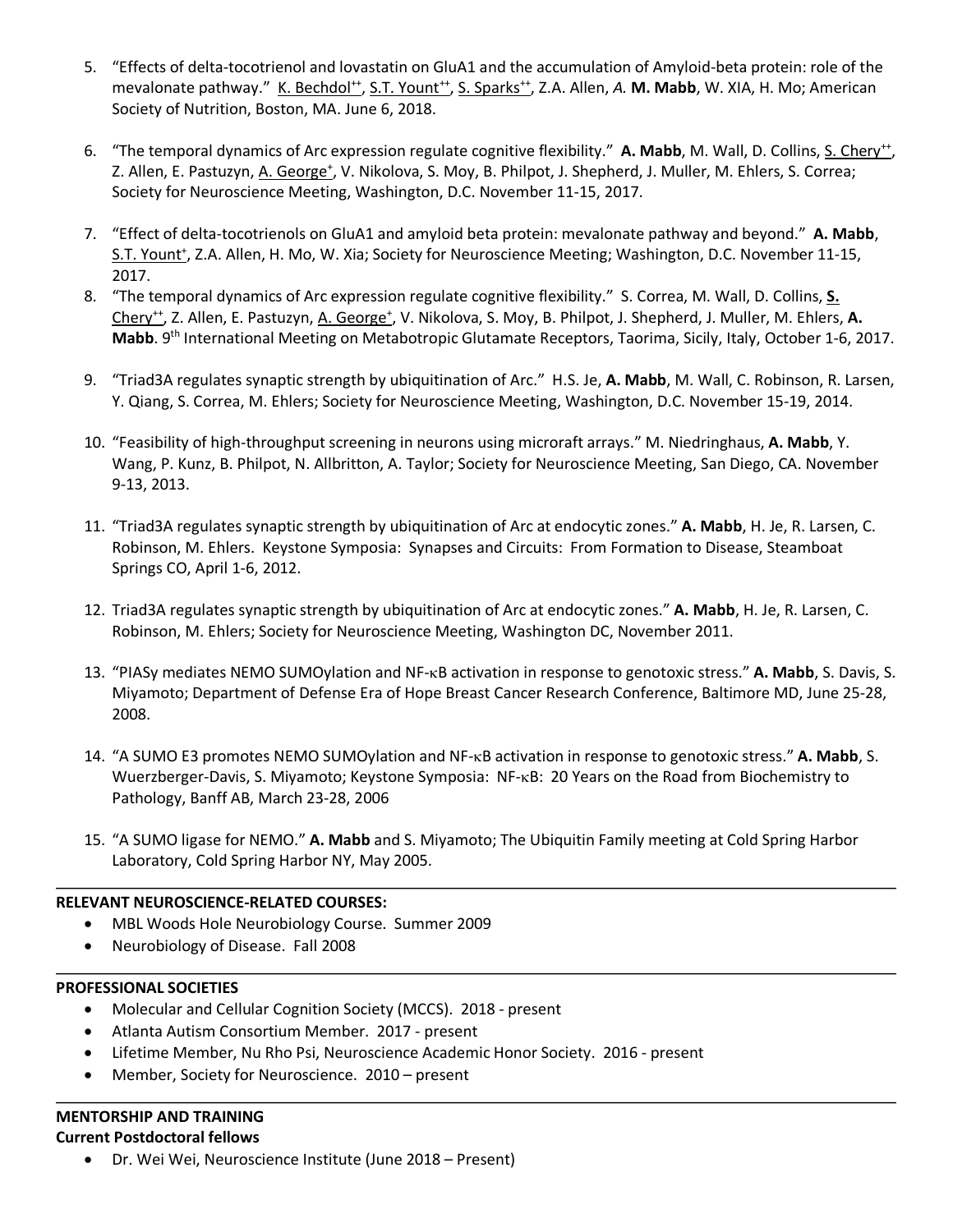5. “Effects of delta-tocotrienol and lovastatin on GluA1 and the accumulation of Amyloid-beta protein: role of the mevalonate pathway.” <u>K. Bechdol</u>[++], <u>S.T. Yount</u>[++], <u>S. Sparks</u>[++], Z.A. Allen, *A.* **M. Mabb**, W. XIA, H. Mo; American Society of Nutrition, Boston, MA. June 6, 2018.

6. “The temporal dynamics of Arc expression regulate cognitive flexibility.” **A. Mabb**, M. Wall, D. Collins, <u>S. Chery</u>[++], Z. Allen, E. Pastuzyn, <u>A. George</u>[+], V. Nikolova, S. Moy, B. Philpot, J. Shepherd, J. Muller, M. Ehlers, S. Correa; Society for Neuroscience Meeting, Washington, D.C. November 11-15, 2017.

7. “Effect of delta-tocotrienols on GluA1 and amyloid beta protein: mevalonate pathway and beyond.” **A. Mabb**, <u>S.T. Yount</u>[+], Z.A. Allen, H. Mo, W. Xia; Society for Neuroscience Meeting; Washington, D.C. November 11-15, 2017.

8. “The temporal dynamics of Arc expression regulate cognitive flexibility.” S. Correa, M. Wall, D. Collins, **<u>S. Chery</u>**[++], Z. Allen, E. Pastuzyn, <u>A. George</u>[+], V. Nikolova, S. Moy, B. Philpot, J. Shepherd, J. Muller, M. Ehlers, **A. Mabb**. 9th International Meeting on Metabotropic Glutamate Receptors, Taorima, Sicily, Italy, October 1-6, 2017.

9. “Triad3A regulates synaptic strength by ubiquitination of Arc.” H.S. Je, **A. Mabb**, M. Wall, C. Robinson, R. Larsen, Y. Qiang, S. Correa, M. Ehlers; Society for Neuroscience Meeting, Washington, D.C. November 15-19, 2014.

10. “Feasibility of high-throughput screening in neurons using microraft arrays.” M. Niedringhaus, **A. Mabb**, Y. Wang, P. Kunz, B. Philpot, N. Allbritton, A. Taylor; Society for Neuroscience Meeting, San Diego, CA. November 9-13, 2013.

11. “Triad3A regulates synaptic strength by ubiquitination of Arc at endocytic zones.” **A. Mabb**, H. Je, R. Larsen, C. Robinson, M. Ehlers. Keystone Symposia: Synapses and Circuits: From Formation to Disease, Steamboat Springs CO, April 1-6, 2012.

12. Triad3A regulates synaptic strength by ubiquitination of Arc at endocytic zones.” **A. Mabb**, H. Je, R. Larsen, C. Robinson, M. Ehlers; Society for Neuroscience Meeting, Washington DC, November 2011.

13. “PIASy mediates NEMO SUMOylation and NF-κB activation in response to genotoxic stress.” **A. Mabb**, S. Davis, S. Miyamoto; Department of Defense Era of Hope Breast Cancer Research Conference, Baltimore MD, June 25-28, 2008.

14. “A SUMO E3 promotes NEMO SUMOylation and NF-κB activation in response to genotoxic stress.” **A. Mabb**, S. Wuerzberger-Davis, S. Miyamoto; Keystone Symposia: NF-κB: 20 Years on the Road from Biochemistry to Pathology, Banff AB, March 23-28, 2006

15. “A SUMO ligase for NEMO.” **A. Mabb** and S. Miyamoto; The Ubiquitin Family meeting at Cold Spring Harbor Laboratory, Cold Spring Harbor NY, May 2005.

**RELEVANT NEUROSCIENCE-RELATED COURSES:**

- MBL Woods Hole Neurobiology Course. Summer 2009
- Neurobiology of Disease. Fall 2008

**PROFESSIONAL SOCIETIES**

- Molecular and Cellular Cognition Society (MCCS). 2018 - present
- Atlanta Autism Consortium Member. 2017 - present
- Lifetime Member, Nu Rho Psi, Neuroscience Academic Honor Society. 2016 - present
- Member, Society for Neuroscience. 2010 – present

**MENTORSHIP AND TRAINING**

**Current Postdoctoral fellows**

- Dr. Wei Wei, Neuroscience Institute (June 2018 – Present)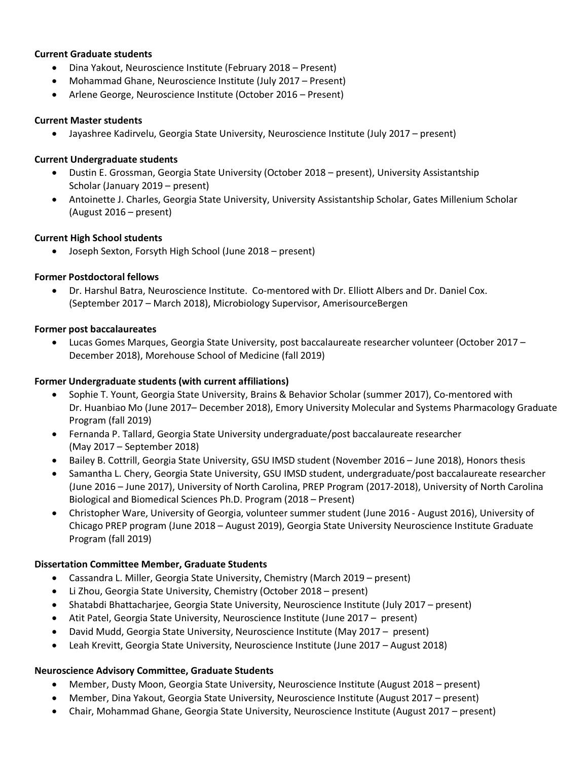**Current Graduate students**

- Dina Yakout, Neuroscience Institute (February 2018 – Present)
- Mohammad Ghane, Neuroscience Institute (July 2017 – Present)
- Arlene George, Neuroscience Institute (October 2016 – Present)

**Current Master students**

- Jayashree Kadirvelu, Georgia State University, Neuroscience Institute (July 2017 – present)

**Current Undergraduate students**

- Dustin E. Grossman, Georgia State University (October 2018 – present), University Assistantship Scholar (January 2019 – present)
- Antoinette J. Charles, Georgia State University, University Assistantship Scholar, Gates Millenium Scholar (August 2016 – present)

**Current High School students**

- Joseph Sexton, Forsyth High School (June 2018 – present)

**Former Postdoctoral fellows**

- Dr. Harshul Batra, Neuroscience Institute. Co-mentored with Dr. Elliott Albers and Dr. Daniel Cox. (September 2017 – March 2018), Microbiology Supervisor, AmerisourceBergen

**Former post baccalaureates**

- Lucas Gomes Marques, Georgia State University, post baccalaureate researcher volunteer (October 2017 – December 2018), Morehouse School of Medicine (fall 2019)

**Former Undergraduate students (with current affiliations)**

- Sophie T. Yount, Georgia State University, Brains & Behavior Scholar (summer 2017), Co-mentored with Dr. Huanbiao Mo (June 2017– December 2018), Emory University Molecular and Systems Pharmacology Graduate Program (fall 2019)
- Fernanda P. Tallard, Georgia State University undergraduate/post baccalaureate researcher (May 2017 – September 2018)
- Bailey B. Cottrill, Georgia State University, GSU IMSD student (November 2016 – June 2018), Honors thesis
- Samantha L. Chery, Georgia State University, GSU IMSD student, undergraduate/post baccalaureate researcher (June 2016 – June 2017), University of North Carolina, PREP Program (2017-2018), University of North Carolina Biological and Biomedical Sciences Ph.D. Program (2018 – Present)
- Christopher Ware, University of Georgia, volunteer summer student (June 2016 - August 2016), University of Chicago PREP program (June 2018 – August 2019), Georgia State University Neuroscience Institute Graduate Program (fall 2019)

**Dissertation Committee Member, Graduate Students**

- Cassandra L. Miller, Georgia State University, Chemistry (March 2019 – present)
- Li Zhou, Georgia State University, Chemistry (October 2018 – present)
- Shatabdi Bhattacharjee, Georgia State University, Neuroscience Institute (July 2017 – present)
- Atit Patel, Georgia State University, Neuroscience Institute (June 2017 – present)
- David Mudd, Georgia State University, Neuroscience Institute (May 2017 – present)
- Leah Krevitt, Georgia State University, Neuroscience Institute (June 2017 – August 2018)

**Neuroscience Advisory Committee, Graduate Students**

- Member, Dusty Moon, Georgia State University, Neuroscience Institute (August 2018 – present)
- Member, Dina Yakout, Georgia State University, Neuroscience Institute (August 2017 – present)
- Chair, Mohammad Ghane, Georgia State University, Neuroscience Institute (August 2017 – present)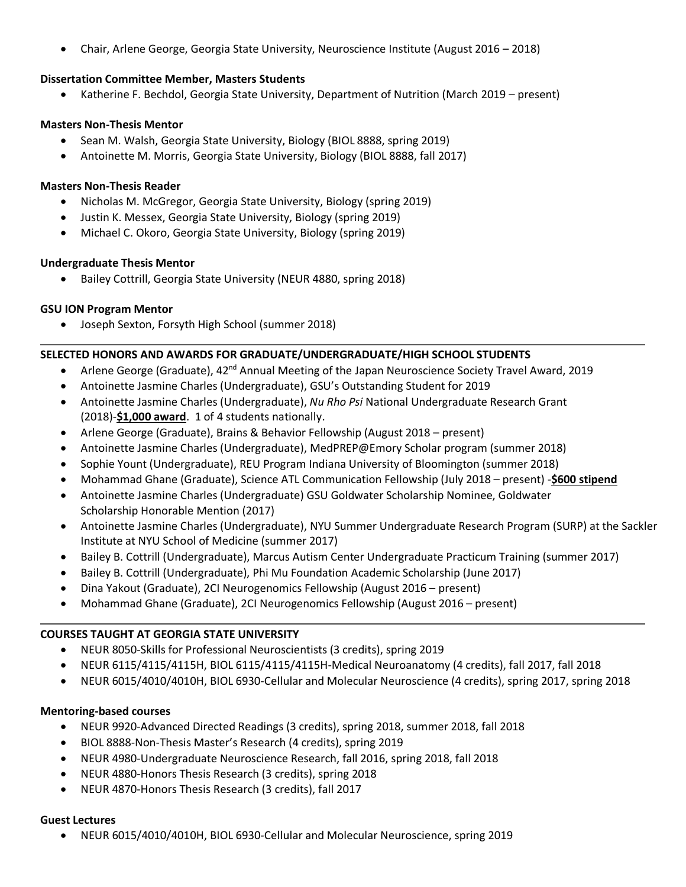- Chair, Arlene George, Georgia State University, Neuroscience Institute (August 2016 – 2018)

**Dissertation Committee Member, Masters Students**

- Katherine F. Bechdol, Georgia State University, Department of Nutrition (March 2019 – present)

**Masters Non-Thesis Mentor**

- Sean M. Walsh, Georgia State University, Biology (BIOL 8888, spring 2019)
- Antoinette M. Morris, Georgia State University, Biology (BIOL 8888, fall 2017)

**Masters Non-Thesis Reader**

- Nicholas M. McGregor, Georgia State University, Biology (spring 2019)
- Justin K. Messex, Georgia State University, Biology (spring 2019)
- Michael C. Okoro, Georgia State University, Biology (spring 2019)

**Undergraduate Thesis Mentor**

- Bailey Cottrill, Georgia State University (NEUR 4880, spring 2018)

**GSU ION Program Mentor**

- Joseph Sexton, Forsyth High School (summer 2018)

---

**SELECTED HONORS AND AWARDS FOR GRADUATE/UNDERGRADUATE/HIGH SCHOOL STUDENTS**

- Arlene George (Graduate), 42nd Annual Meeting of the Japan Neuroscience Society Travel Award, 2019
- Antoinette Jasmine Charles (Undergraduate), GSU's Outstanding Student for 2019
- Antoinette Jasmine Charles (Undergraduate), *Nu Rho Psi* National Undergraduate Research Grant (2018)-**$1,000 award**. 1 of 4 students nationally.
- Arlene George (Graduate), Brains & Behavior Fellowship (August 2018 – present)
- Antoinette Jasmine Charles (Undergraduate), MedPREP@Emory Scholar program (summer 2018)
- Sophie Yount (Undergraduate), REU Program Indiana University of Bloomington (summer 2018)
- Mohammad Ghane (Graduate), Science ATL Communication Fellowship (July 2018 – present) -**$600 stipend**
- Antoinette Jasmine Charles (Undergraduate) GSU Goldwater Scholarship Nominee, Goldwater Scholarship Honorable Mention (2017)
- Antoinette Jasmine Charles (Undergraduate), NYU Summer Undergraduate Research Program (SURP) at the Sackler Institute at NYU School of Medicine (summer 2017)
- Bailey B. Cottrill (Undergraduate), Marcus Autism Center Undergraduate Practicum Training (summer 2017)
- Bailey B. Cottrill (Undergraduate), Phi Mu Foundation Academic Scholarship (June 2017)
- Dina Yakout (Graduate), 2CI Neurogenomics Fellowship (August 2016 – present)
- Mohammad Ghane (Graduate), 2CI Neurogenomics Fellowship (August 2016 – present)

---

**COURSES TAUGHT AT GEORGIA STATE UNIVERSITY**

- NEUR 8050-Skills for Professional Neuroscientists (3 credits), spring 2019
- NEUR 6115/4115/4115H, BIOL 6115/4115/4115H-Medical Neuroanatomy (4 credits), fall 2017, fall 2018
- NEUR 6015/4010/4010H, BIOL 6930-Cellular and Molecular Neuroscience (4 credits), spring 2017, spring 2018

**Mentoring-based courses**

- NEUR 9920-Advanced Directed Readings (3 credits), spring 2018, summer 2018, fall 2018
- BIOL 8888-Non-Thesis Master's Research (4 credits), spring 2019
- NEUR 4980-Undergraduate Neuroscience Research, fall 2016, spring 2018, fall 2018
- NEUR 4880-Honors Thesis Research (3 credits), spring 2018
- NEUR 4870-Honors Thesis Research (3 credits), fall 2017

**Guest Lectures**

- NEUR 6015/4010/4010H, BIOL 6930-Cellular and Molecular Neuroscience, spring 2019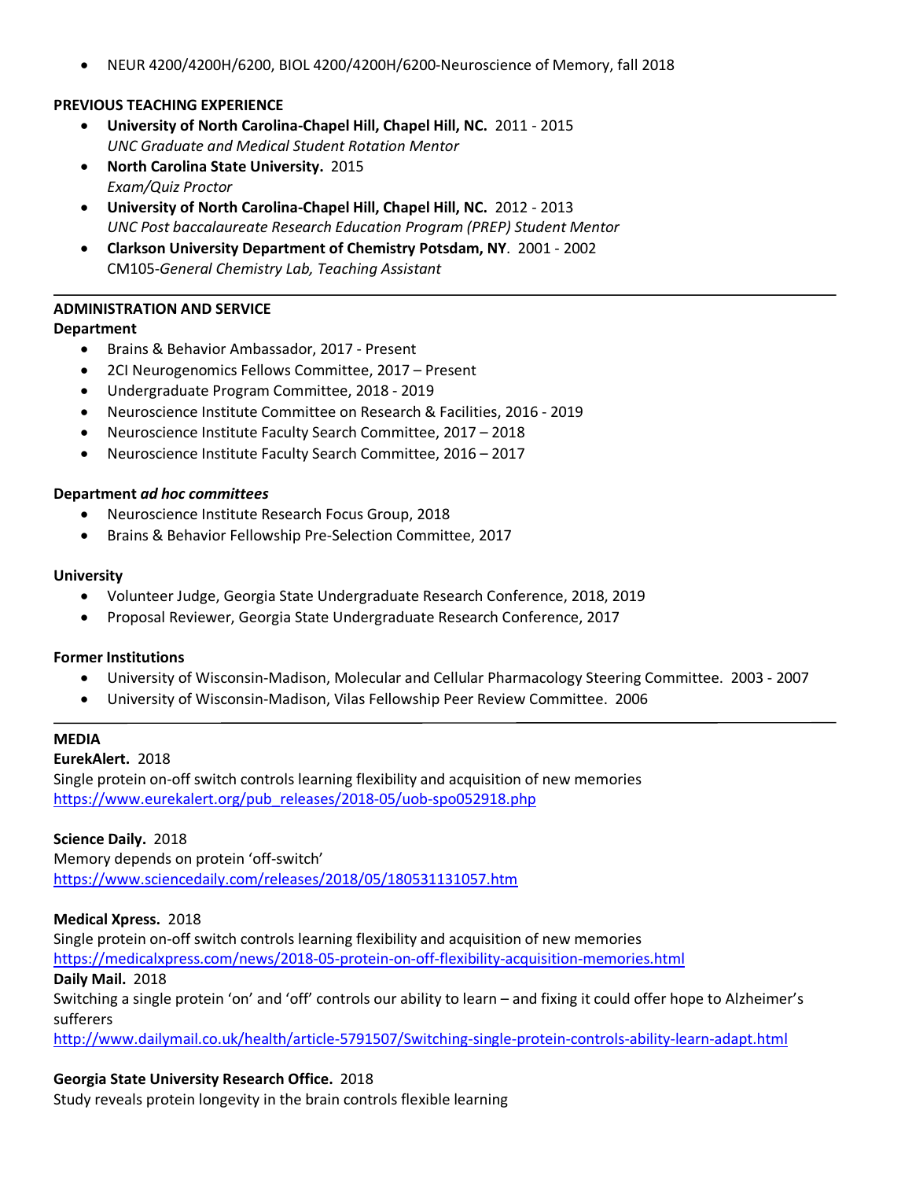- NEUR 4200/4200H/6200, BIOL 4200/4200H/6200-Neuroscience of Memory, fall 2018

**PREVIOUS TEACHING EXPERIENCE**

- **University of North Carolina-Chapel Hill, Chapel Hill, NC.** 2011 - 2015
  *UNC Graduate and Medical Student Rotation Mentor*
- **North Carolina State University.** 2015
  *Exam/Quiz Proctor*
- **University of North Carolina-Chapel Hill, Chapel Hill, NC.** 2012 - 2013
  *UNC Post baccalaureate Research Education Program (PREP) Student Mentor*
- **Clarkson University Department of Chemistry Potsdam, NY**. 2001 - 2002
  CM105-*General Chemistry Lab, Teaching Assistant*

---

**ADMINISTRATION AND SERVICE**

**Department**

- Brains & Behavior Ambassador, 2017 - Present
- 2CI Neurogenomics Fellows Committee, 2017 – Present
- Undergraduate Program Committee, 2018 - 2019
- Neuroscience Institute Committee on Research & Facilities, 2016 - 2019
- Neuroscience Institute Faculty Search Committee, 2017 – 2018
- Neuroscience Institute Faculty Search Committee, 2016 – 2017

**Department *ad hoc committees***

- Neuroscience Institute Research Focus Group, 2018
- Brains & Behavior Fellowship Pre-Selection Committee, 2017

**University**

- Volunteer Judge, Georgia State Undergraduate Research Conference, 2018, 2019
- Proposal Reviewer, Georgia State Undergraduate Research Conference, 2017

**Former Institutions**

- University of Wisconsin-Madison, Molecular and Cellular Pharmacology Steering Committee. 2003 - 2007
- University of Wisconsin-Madison, Vilas Fellowship Peer Review Committee. 2006

---

**MEDIA**

**EurekAlert.** 2018
Single protein on-off switch controls learning flexibility and acquisition of new memories
https://www.eurekalert.org/pub_releases/2018-05/uob-spo052918.php

**Science Daily.** 2018
Memory depends on protein 'off-switch'
https://www.sciencedaily.com/releases/2018/05/180531131057.htm

**Medical Xpress.** 2018
Single protein on-off switch controls learning flexibility and acquisition of new memories
https://medicalxpress.com/news/2018-05-protein-on-off-flexibility-acquisition-memories.html

**Daily Mail.** 2018
Switching a single protein 'on' and 'off' controls our ability to learn – and fixing it could offer hope to Alzheimer's sufferers
http://www.dailymail.co.uk/health/article-5791507/Switching-single-protein-controls-ability-learn-adapt.html

**Georgia State University Research Office.** 2018
Study reveals protein longevity in the brain controls flexible learning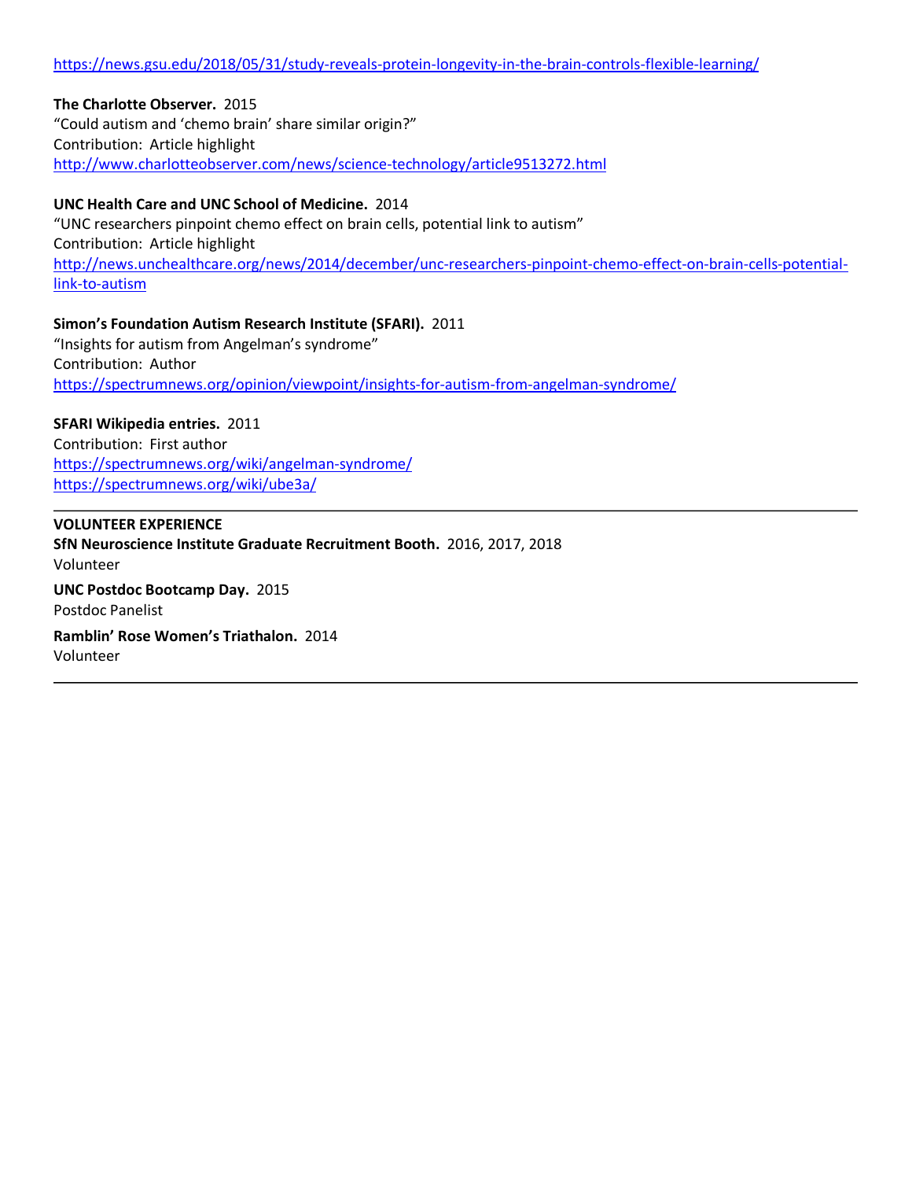https://news.gsu.edu/2018/05/31/study-reveals-protein-longevity-in-the-brain-controls-flexible-learning/

**The Charlotte Observer.** 2015
"Could autism and 'chemo brain' share similar origin?"
Contribution: Article highlight
http://www.charlotteobserver.com/news/science-technology/article9513272.html

**UNC Health Care and UNC School of Medicine.** 2014
"UNC researchers pinpoint chemo effect on brain cells, potential link to autism"
Contribution: Article highlight
http://news.unchealthcare.org/news/2014/december/unc-researchers-pinpoint-chemo-effect-on-brain-cells-potential-link-to-autism

**Simon's Foundation Autism Research Institute (SFARI).** 2011
"Insights for autism from Angelman's syndrome"
Contribution: Author
https://spectrumnews.org/opinion/viewpoint/insights-for-autism-from-angelman-syndrome/

**SFARI Wikipedia entries.** 2011
Contribution: First author
https://spectrumnews.org/wiki/angelman-syndrome/
https://spectrumnews.org/wiki/ube3a/

---

## VOLUNTEER EXPERIENCE

**SfN Neuroscience Institute Graduate Recruitment Booth.** 2016, 2017, 2018
Volunteer

**UNC Postdoc Bootcamp Day.** 2015
Postdoc Panelist

**Ramblin' Rose Women's Triathalon.** 2014
Volunteer